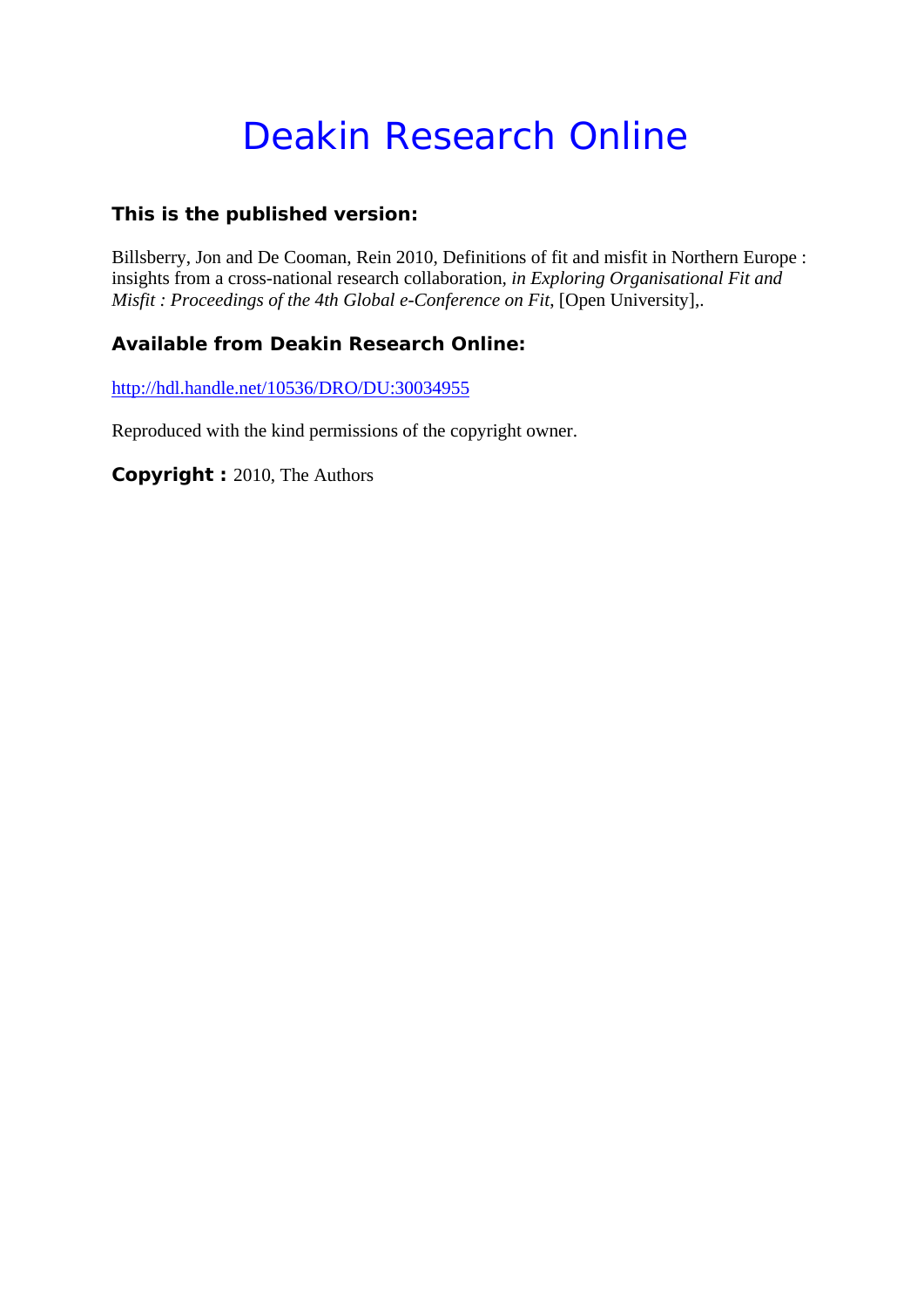# Deakin Research Online

### This is the published version:

Billsberry, Jon and De Cooman, Rein 2010, Definitions of fit and misfit in Northern Europe : insights from a cross-national research collaboration*, in Exploring Organisational Fit and Misfit : Proceedings of the 4th Global e-Conference on Fit*, [Open University],.

### Available from Deakin Research Online:

http://hdl.handle.net/10536/DRO/DU:30034955

Reproduced with the kind permissions of the copyright owner.

**Copyright :** 2010, The Authors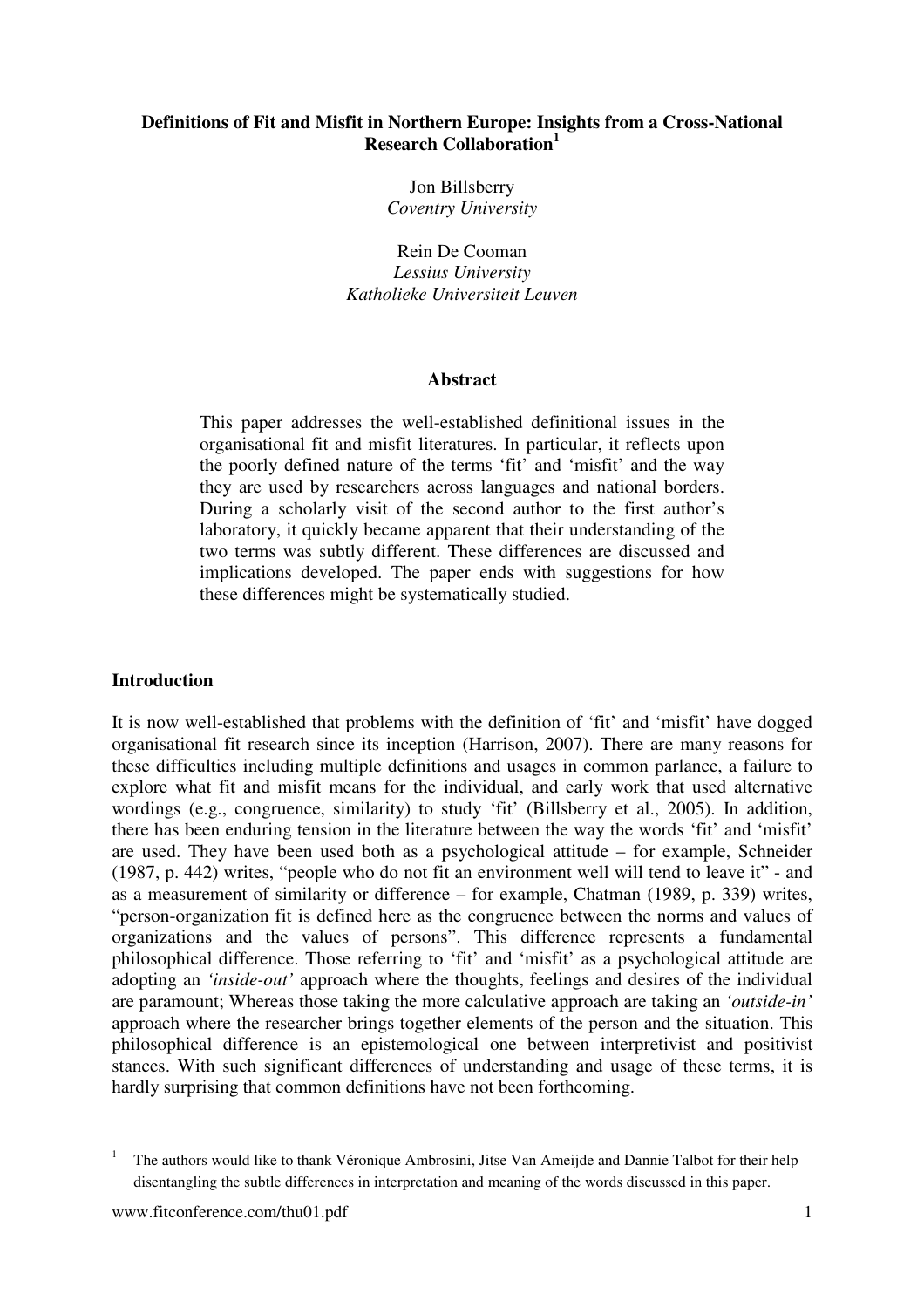**Definitions of Fit and Misfit in Northern Europe: Insights from a Cross-National Research Collaboration**[1]

Jon Billsberry
*Coventry University*

Rein De Cooman
*Lessius University*
*Katholieke Universiteit Leuven*

**Abstract**

This paper addresses the well-established definitional issues in the organisational fit and misfit literatures. In particular, it reflects upon the poorly defined nature of the terms 'fit' and 'misfit' and the way they are used by researchers across languages and national borders. During a scholarly visit of the second author to the first author's laboratory, it quickly became apparent that their understanding of the two terms was subtly different. These differences are discussed and implications developed. The paper ends with suggestions for how these differences might be systematically studied.

## Introduction

It is now well-established that problems with the definition of 'fit' and 'misfit' have dogged organisational fit research since its inception (Harrison, 2007). There are many reasons for these difficulties including multiple definitions and usages in common parlance, a failure to explore what fit and misfit means for the individual, and early work that used alternative wordings (e.g., congruence, similarity) to study 'fit' (Billsberry et al., 2005). In addition, there has been enduring tension in the literature between the way the words 'fit' and 'misfit' are used. They have been used both as a psychological attitude – for example, Schneider (1987, p. 442) writes, "people who do not fit an environment well will tend to leave it" - and as a measurement of similarity or difference – for example, Chatman (1989, p. 339) writes, "person-organization fit is defined here as the congruence between the norms and values of organizations and the values of persons". This difference represents a fundamental philosophical difference. Those referring to 'fit' and 'misfit' as a psychological attitude are adopting an *'inside-out'* approach where the thoughts, feelings and desires of the individual are paramount; Whereas those taking the more calculative approach are taking an *'outside-in'* approach where the researcher brings together elements of the person and the situation. This philosophical difference is an epistemological one between interpretivist and positivist stances. With such significant differences of understanding and usage of these terms, it is hardly surprising that common definitions have not been forthcoming.

---

[1] The authors would like to thank Véronique Ambrosini, Jitse Van Ameijde and Dannie Talbot for their help disentangling the subtle differences in interpretation and meaning of the words discussed in this paper.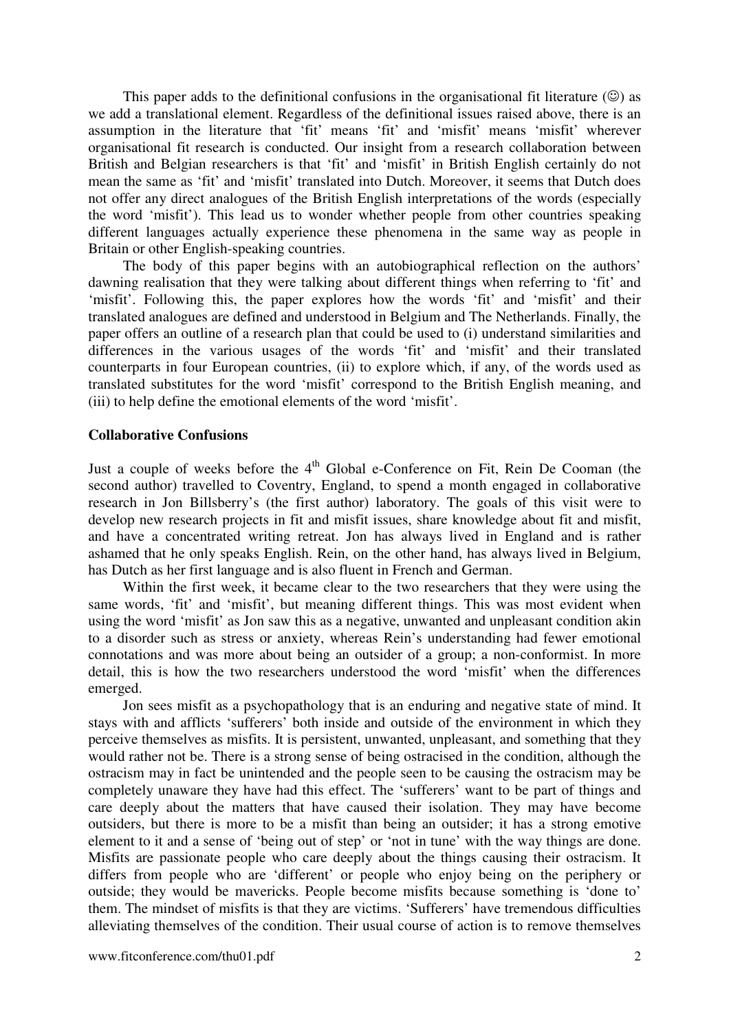This paper adds to the definitional confusions in the organisational fit literature (☺) as we add a translational element. Regardless of the definitional issues raised above, there is an assumption in the literature that 'fit' means 'fit' and 'misfit' means 'misfit' wherever organisational fit research is conducted. Our insight from a research collaboration between British and Belgian researchers is that 'fit' and 'misfit' in British English certainly do not mean the same as 'fit' and 'misfit' translated into Dutch. Moreover, it seems that Dutch does not offer any direct analogues of the British English interpretations of the words (especially the word 'misfit'). This lead us to wonder whether people from other countries speaking different languages actually experience these phenomena in the same way as people in Britain or other English-speaking countries.

The body of this paper begins with an autobiographical reflection on the authors' dawning realisation that they were talking about different things when referring to 'fit' and 'misfit'. Following this, the paper explores how the words 'fit' and 'misfit' and their translated analogues are defined and understood in Belgium and The Netherlands. Finally, the paper offers an outline of a research plan that could be used to (i) understand similarities and differences in the various usages of the words 'fit' and 'misfit' and their translated counterparts in four European countries, (ii) to explore which, if any, of the words used as translated substitutes for the word 'misfit' correspond to the British English meaning, and (iii) to help define the emotional elements of the word 'misfit'.

**Collaborative Confusions**

Just a couple of weeks before the 4th Global e-Conference on Fit, Rein De Cooman (the second author) travelled to Coventry, England, to spend a month engaged in collaborative research in Jon Billsberry's (the first author) laboratory. The goals of this visit were to develop new research projects in fit and misfit issues, share knowledge about fit and misfit, and have a concentrated writing retreat. Jon has always lived in England and is rather ashamed that he only speaks English. Rein, on the other hand, has always lived in Belgium, has Dutch as her first language and is also fluent in French and German.

Within the first week, it became clear to the two researchers that they were using the same words, 'fit' and 'misfit', but meaning different things. This was most evident when using the word 'misfit' as Jon saw this as a negative, unwanted and unpleasant condition akin to a disorder such as stress or anxiety, whereas Rein's understanding had fewer emotional connotations and was more about being an outsider of a group; a non-conformist. In more detail, this is how the two researchers understood the word 'misfit' when the differences emerged.

Jon sees misfit as a psychopathology that is an enduring and negative state of mind. It stays with and afflicts 'sufferers' both inside and outside of the environment in which they perceive themselves as misfits. It is persistent, unwanted, unpleasant, and something that they would rather not be. There is a strong sense of being ostracised in the condition, although the ostracism may in fact be unintended and the people seen to be causing the ostracism may be completely unaware they have had this effect. The 'sufferers' want to be part of things and care deeply about the matters that have caused their isolation. They may have become outsiders, but there is more to be a misfit than being an outsider; it has a strong emotive element to it and a sense of 'being out of step' or 'not in tune' with the way things are done. Misfits are passionate people who care deeply about the things causing their ostracism. It differs from people who are 'different' or people who enjoy being on the periphery or outside; they would be mavericks. People become misfits because something is 'done to' them. The mindset of misfits is that they are victims. 'Sufferers' have tremendous difficulties alleviating themselves of the condition. Their usual course of action is to remove themselves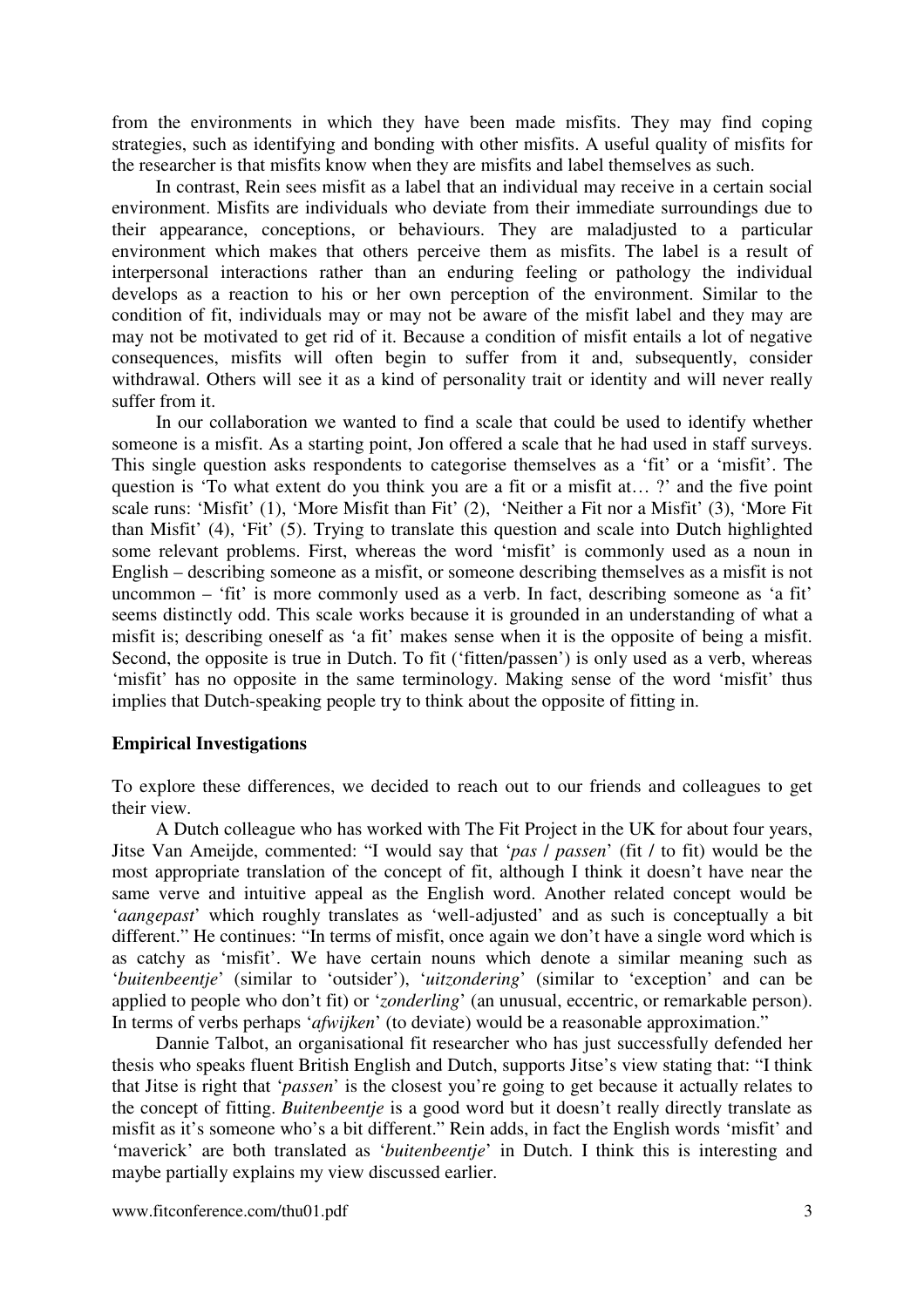from the environments in which they have been made misfits. They may find coping strategies, such as identifying and bonding with other misfits. A useful quality of misfits for the researcher is that misfits know when they are misfits and label themselves as such.

In contrast, Rein sees misfit as a label that an individual may receive in a certain social environment. Misfits are individuals who deviate from their immediate surroundings due to their appearance, conceptions, or behaviours. They are maladjusted to a particular environment which makes that others perceive them as misfits. The label is a result of interpersonal interactions rather than an enduring feeling or pathology the individual develops as a reaction to his or her own perception of the environment. Similar to the condition of fit, individuals may or may not be aware of the misfit label and they may are may not be motivated to get rid of it. Because a condition of misfit entails a lot of negative consequences, misfits will often begin to suffer from it and, subsequently, consider withdrawal. Others will see it as a kind of personality trait or identity and will never really suffer from it.

In our collaboration we wanted to find a scale that could be used to identify whether someone is a misfit. As a starting point, Jon offered a scale that he had used in staff surveys. This single question asks respondents to categorise themselves as a 'fit' or a 'misfit'. The question is 'To what extent do you think you are a fit or a misfit at… ?' and the five point scale runs: 'Misfit' (1), 'More Misfit than Fit' (2), 'Neither a Fit nor a Misfit' (3), 'More Fit than Misfit' (4), 'Fit' (5). Trying to translate this question and scale into Dutch highlighted some relevant problems. First, whereas the word 'misfit' is commonly used as a noun in English – describing someone as a misfit, or someone describing themselves as a misfit is not uncommon – 'fit' is more commonly used as a verb. In fact, describing someone as 'a fit' seems distinctly odd. This scale works because it is grounded in an understanding of what a misfit is; describing oneself as 'a fit' makes sense when it is the opposite of being a misfit. Second, the opposite is true in Dutch. To fit ('fitten/passen') is only used as a verb, whereas 'misfit' has no opposite in the same terminology. Making sense of the word 'misfit' thus implies that Dutch-speaking people try to think about the opposite of fitting in.

**Empirical Investigations**

To explore these differences, we decided to reach out to our friends and colleagues to get their view.

A Dutch colleague who has worked with The Fit Project in the UK for about four years, Jitse Van Ameijde, commented: "I would say that '*pas* / *passen*' (fit / to fit) would be the most appropriate translation of the concept of fit, although I think it doesn't have near the same verve and intuitive appeal as the English word. Another related concept would be '*aangepast*' which roughly translates as 'well-adjusted' and as such is conceptually a bit different." He continues: "In terms of misfit, once again we don't have a single word which is as catchy as 'misfit'. We have certain nouns which denote a similar meaning such as '*buitenbeentje*' (similar to 'outsider'), '*uitzondering*' (similar to 'exception' and can be applied to people who don't fit) or '*zonderling*' (an unusual, eccentric, or remarkable person). In terms of verbs perhaps '*afwijken*' (to deviate) would be a reasonable approximation."

Dannie Talbot, an organisational fit researcher who has just successfully defended her thesis who speaks fluent British English and Dutch, supports Jitse's view stating that: "I think that Jitse is right that '*passen*' is the closest you're going to get because it actually relates to the concept of fitting. *Buitenbeentje* is a good word but it doesn't really directly translate as misfit as it's someone who's a bit different." Rein adds, in fact the English words 'misfit' and 'maverick' are both translated as '*buitenbeentje*' in Dutch. I think this is interesting and maybe partially explains my view discussed earlier.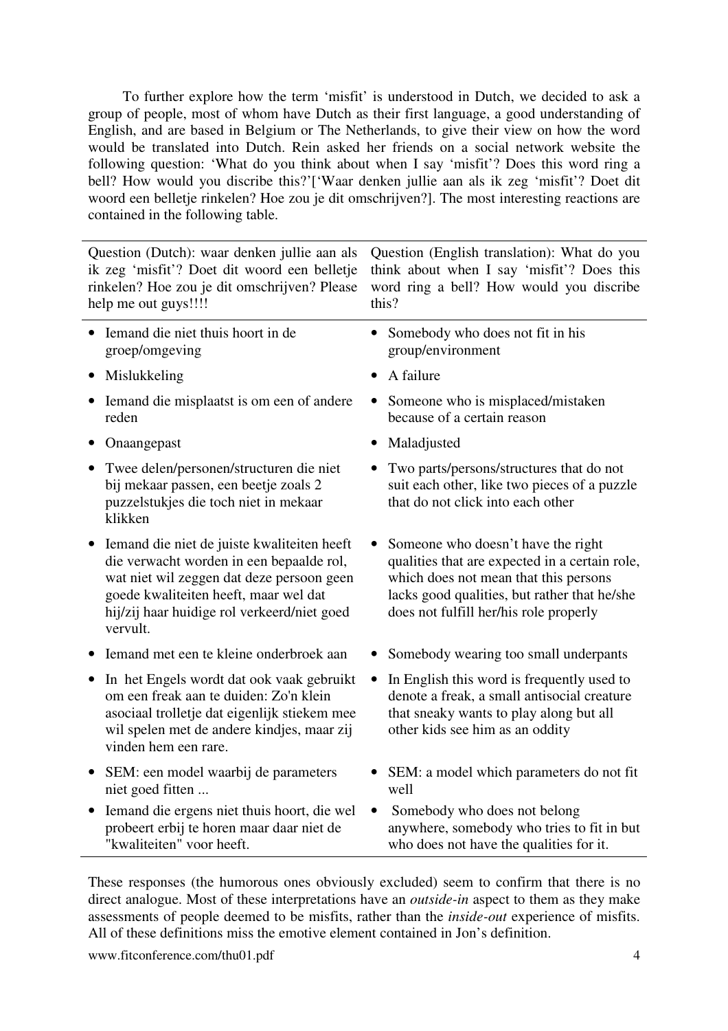To further explore how the term 'misfit' is understood in Dutch, we decided to ask a group of people, most of whom have Dutch as their first language, a good understanding of English, and are based in Belgium or The Netherlands, to give their view on how the word would be translated into Dutch. Rein asked her friends on a social network website the following question: 'What do you think about when I say 'misfit'? Does this word ring a bell? How would you discribe this?'['Waar denken jullie aan als ik zeg 'misfit'? Doet dit woord een belletje rinkelen? Hoe zou je dit omschrijven?]. The most interesting reactions are contained in the following table.

| Question (Dutch): waar denken jullie aan als ik zeg 'misfit'? Doet dit woord een belletje rinkelen? Hoe zou je dit omschrijven? Please help me out guys!!!! | Question (English translation): What do you think about when I say 'misfit'? Does this word ring a bell? How would you discribe this? |
|---|---|
| • Iemand die niet thuis hoort in de groep/omgeving | • Somebody who does not fit in his group/environment |
| • Mislukkeling | • A failure |
| • Iemand die misplaatst is om een of andere reden | • Someone who is misplaced/mistaken because of a certain reason |
| • Onaangepast | • Maladjusted |
| • Twee delen/personen/structuren die niet bij mekaar passen, een beetje zoals 2 puzzelstukjes die toch niet in mekaar klikken | • Two parts/persons/structures that do not suit each other, like two pieces of a puzzle that do not click into each other |
| • Iemand die niet de juiste kwaliteiten heeft die verwacht worden in een bepaalde rol, wat niet wil zeggen dat deze persoon geen goede kwaliteiten heeft, maar wel dat hij/zij haar huidige rol verkeerd/niet goed vervult. | • Someone who doesn't have the right qualities that are expected in a certain role, which does not mean that this persons lacks good qualities, but rather that he/she does not fulfill her/his role properly |
| • Iemand met een te kleine onderbroek aan | • Somebody wearing too small underpants |
| • In het Engels wordt dat ook vaak gebruikt om een freak aan te duiden: Zo'n klein asociaal trolletje dat eigenlijk stiekem mee wil spelen met de andere kindjes, maar zij vinden hem een rare. | • In English this word is frequently used to denote a freak, a small antisocial creature that sneaky wants to play along but all other kids see him as an oddity |
| • SEM: een model waarbij de parameters niet goed fitten ... | • SEM: a model which parameters do not fit well |
| • Iemand die ergens niet thuis hoort, die wel probeert erbij te horen maar daar niet de "kwaliteiten" voor heeft. | • Somebody who does not belong anywhere, somebody who tries to fit in but who does not have the qualities for it. |

These responses (the humorous ones obviously excluded) seem to confirm that there is no direct analogue. Most of these interpretations have an *outside-in* aspect to them as they make assessments of people deemed to be misfits, rather than the *inside-out* experience of misfits. All of these definitions miss the emotive element contained in Jon's definition.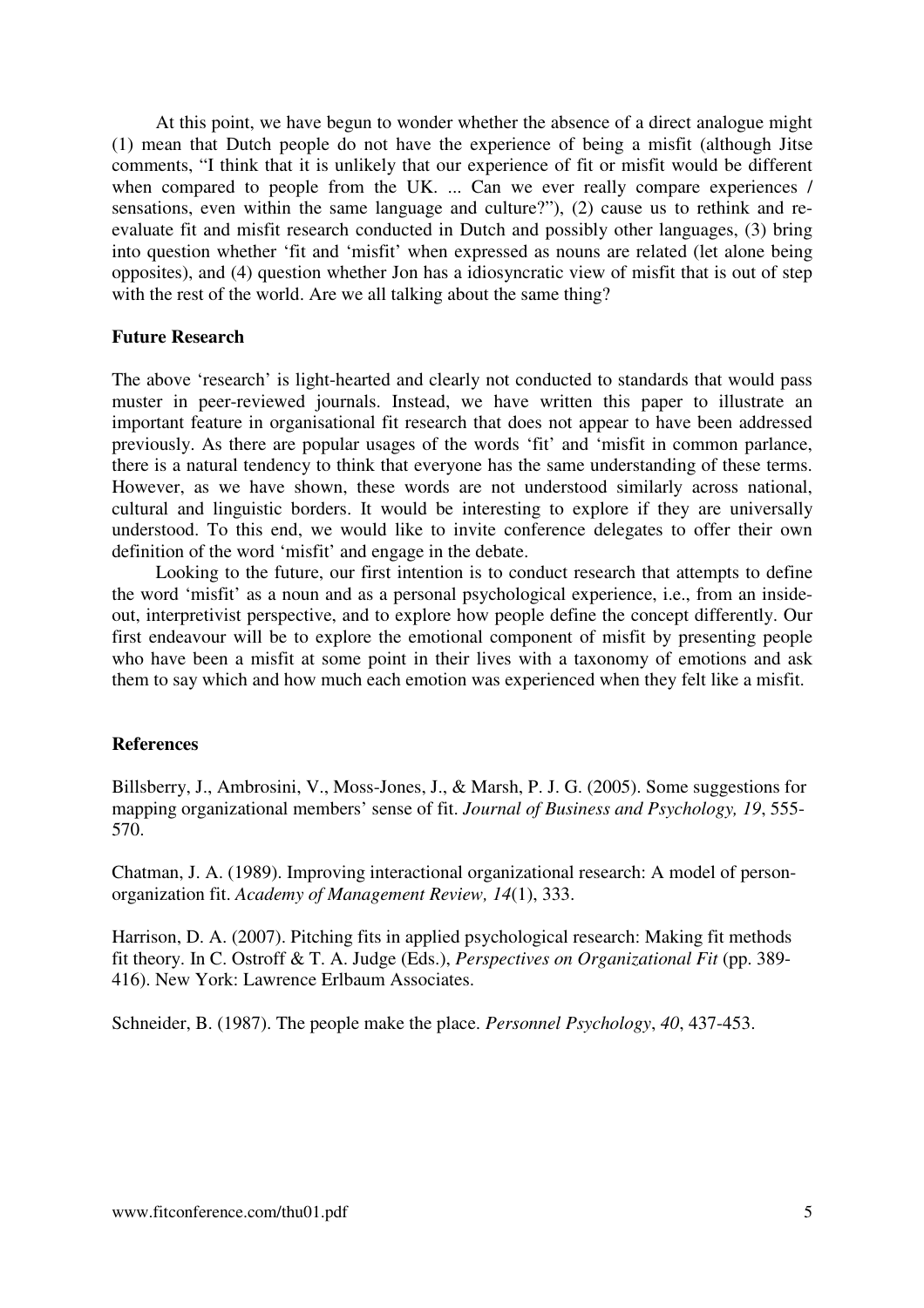At this point, we have begun to wonder whether the absence of a direct analogue might (1) mean that Dutch people do not have the experience of being a misfit (although Jitse comments, "I think that it is unlikely that our experience of fit or misfit would be different when compared to people from the UK. ... Can we ever really compare experiences / sensations, even within the same language and culture?"), (2) cause us to rethink and re-evaluate fit and misfit research conducted in Dutch and possibly other languages, (3) bring into question whether 'fit and 'misfit' when expressed as nouns are related (let alone being opposites), and (4) question whether Jon has a idiosyncratic view of misfit that is out of step with the rest of the world. Are we all talking about the same thing?

**Future Research**

The above 'research' is light-hearted and clearly not conducted to standards that would pass muster in peer-reviewed journals. Instead, we have written this paper to illustrate an important feature in organisational fit research that does not appear to have been addressed previously. As there are popular usages of the words 'fit' and 'misfit in common parlance, there is a natural tendency to think that everyone has the same understanding of these terms. However, as we have shown, these words are not understood similarly across national, cultural and linguistic borders. It would be interesting to explore if they are universally understood. To this end, we would like to invite conference delegates to offer their own definition of the word 'misfit' and engage in the debate.

Looking to the future, our first intention is to conduct research that attempts to define the word 'misfit' as a noun and as a personal psychological experience, i.e., from an inside-out, interpretivist perspective, and to explore how people define the concept differently. Our first endeavour will be to explore the emotional component of misfit by presenting people who have been a misfit at some point in their lives with a taxonomy of emotions and ask them to say which and how much each emotion was experienced when they felt like a misfit.

**References**

Billsberry, J., Ambrosini, V., Moss-Jones, J., & Marsh, P. J. G. (2005). Some suggestions for mapping organizational members' sense of fit. *Journal of Business and Psychology, 19*, 555-570.

Chatman, J. A. (1989). Improving interactional organizational research: A model of person-organization fit. *Academy of Management Review, 14*(1), 333.

Harrison, D. A. (2007). Pitching fits in applied psychological research: Making fit methods fit theory. In C. Ostroff & T. A. Judge (Eds.), *Perspectives on Organizational Fit* (pp. 389-416). New York: Lawrence Erlbaum Associates.

Schneider, B. (1987). The people make the place. *Personnel Psychology*, *40*, 437-453.